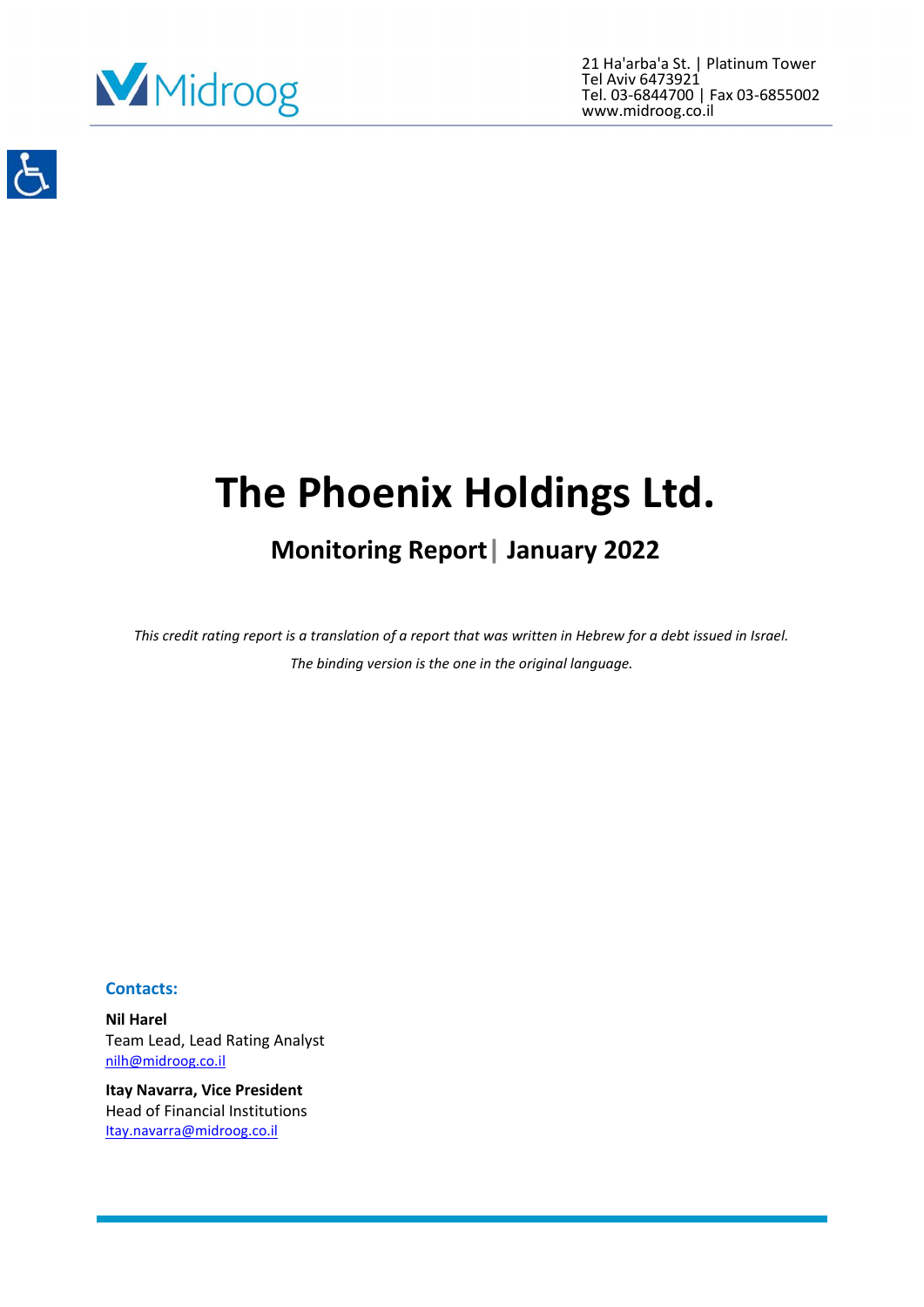21 Ha'arba'a St. | Platinum Tower
Tel Aviv 6473921
Tel. 03-6844700 | Fax 03-6855002
www.midroog.co.il

# The Phoenix Holdings Ltd.

## Monitoring Report | January 2022

*This credit rating report is a translation of a report that was written in Hebrew for a debt issued in Israel.*

*The binding version is the one in the original language.*

**Contacts:**

**Nil Harel**
Team Lead, Lead Rating Analyst
nilh@midroog.co.il

**Itay Navarra, Vice President**
Head of Financial Institutions
Itay.navarra@midroog.co.il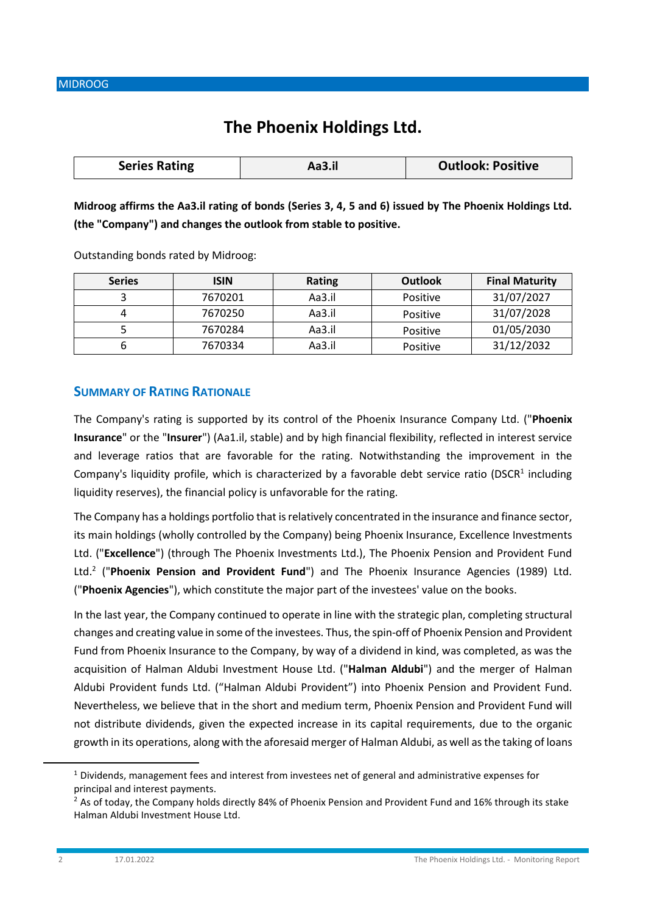# The Phoenix Holdings Ltd.

| Series Rating | Aa3.il | Outlook: Positive |
|---|---|---|

**Midroog affirms the Aa3.il rating of bonds (Series 3, 4, 5 and 6) issued by The Phoenix Holdings Ltd. (the "Company") and changes the outlook from stable to positive.**

Outstanding bonds rated by Midroog:

| Series | ISIN | Rating | Outlook | Final Maturity |
|---|---|---|---|---|
| 3 | 7670201 | Aa3.il | Positive | 31/07/2027 |
| 4 | 7670250 | Aa3.il | Positive | 31/07/2028 |
| 5 | 7670284 | Aa3.il | Positive | 01/05/2030 |
| 6 | 7670334 | Aa3.il | Positive | 31/12/2032 |

## Summary of Rating Rationale

The Company's rating is supported by its control of the Phoenix Insurance Company Ltd. ("**Phoenix Insurance**" or the "**Insurer**") (Aa1.il, stable) and by high financial flexibility, reflected in interest service and leverage ratios that are favorable for the rating. Notwithstanding the improvement in the Company's liquidity profile, which is characterized by a favorable debt service ratio (DSCR[1] including liquidity reserves), the financial policy is unfavorable for the rating.

The Company has a holdings portfolio that is relatively concentrated in the insurance and finance sector, its main holdings (wholly controlled by the Company) being Phoenix Insurance, Excellence Investments Ltd. ("**Excellence**") (through The Phoenix Investments Ltd.), The Phoenix Pension and Provident Fund Ltd.[2] ("**Phoenix Pension and Provident Fund**") and The Phoenix Insurance Agencies (1989) Ltd. ("**Phoenix Agencies**"), which constitute the major part of the investees' value on the books.

In the last year, the Company continued to operate in line with the strategic plan, completing structural changes and creating value in some of the investees. Thus, the spin-off of Phoenix Pension and Provident Fund from Phoenix Insurance to the Company, by way of a dividend in kind, was completed, as was the acquisition of Halman Aldubi Investment House Ltd. ("**Halman Aldubi**") and the merger of Halman Aldubi Provident funds Ltd. ("Halman Aldubi Provident") into Phoenix Pension and Provident Fund. Nevertheless, we believe that in the short and medium term, Phoenix Pension and Provident Fund will not distribute dividends, given the expected increase in its capital requirements, due to the organic growth in its operations, along with the aforesaid merger of Halman Aldubi, as well as the taking of loans

---

[1] Dividends, management fees and interest from investees net of general and administrative expenses for principal and interest payments.

[2] As of today, the Company holds directly 84% of Phoenix Pension and Provident Fund and 16% through its stake Halman Aldubi Investment House Ltd.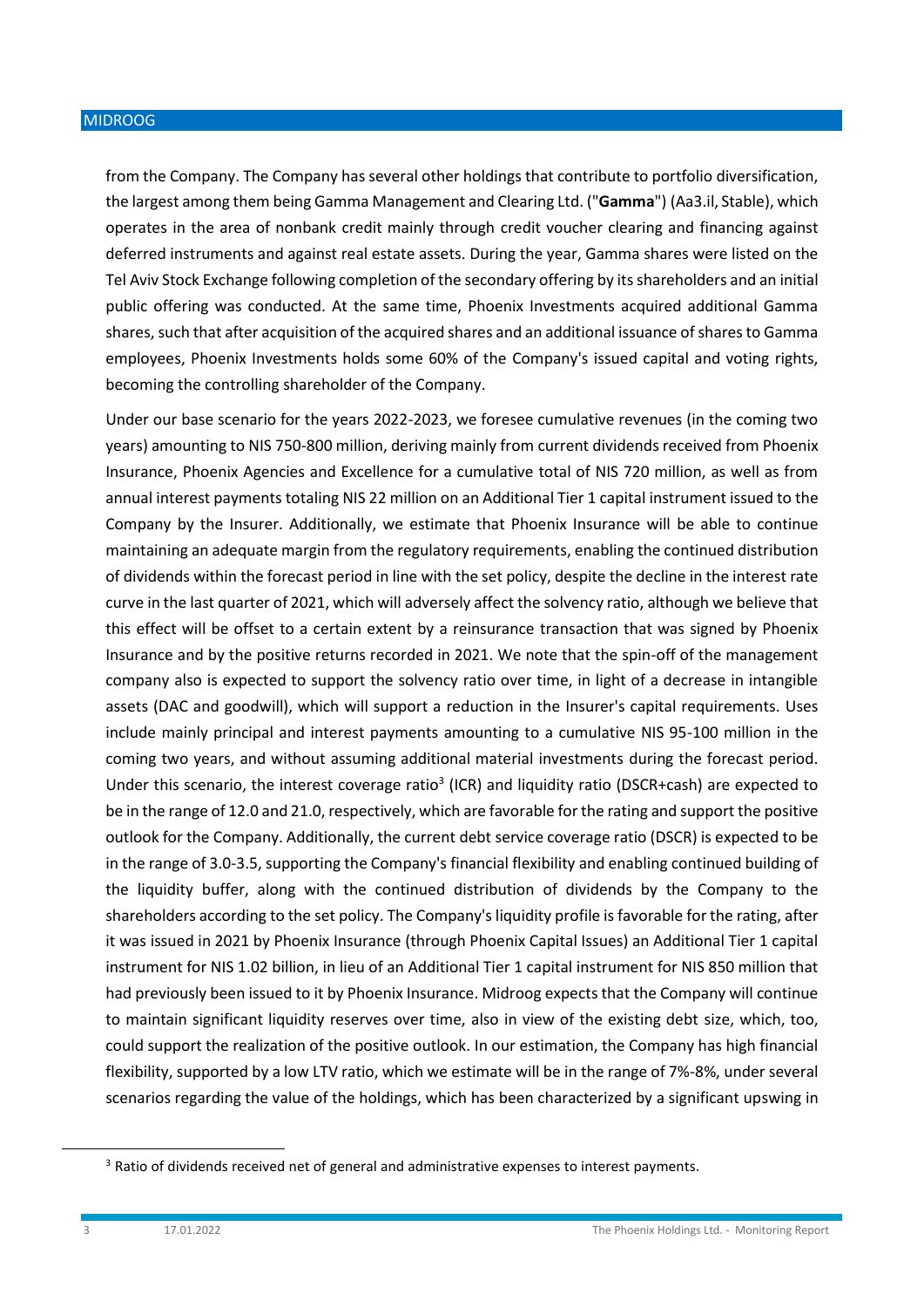from the Company. The Company has several other holdings that contribute to portfolio diversification, the largest among them being Gamma Management and Clearing Ltd. ("**Gamma**") (Aa3.il, Stable), which operates in the area of nonbank credit mainly through credit voucher clearing and financing against deferred instruments and against real estate assets. During the year, Gamma shares were listed on the Tel Aviv Stock Exchange following completion of the secondary offering by its shareholders and an initial public offering was conducted. At the same time, Phoenix Investments acquired additional Gamma shares, such that after acquisition of the acquired shares and an additional issuance of shares to Gamma employees, Phoenix Investments holds some 60% of the Company's issued capital and voting rights, becoming the controlling shareholder of the Company.

Under our base scenario for the years 2022-2023, we foresee cumulative revenues (in the coming two years) amounting to NIS 750-800 million, deriving mainly from current dividends received from Phoenix Insurance, Phoenix Agencies and Excellence for a cumulative total of NIS 720 million, as well as from annual interest payments totaling NIS 22 million on an Additional Tier 1 capital instrument issued to the Company by the Insurer. Additionally, we estimate that Phoenix Insurance will be able to continue maintaining an adequate margin from the regulatory requirements, enabling the continued distribution of dividends within the forecast period in line with the set policy, despite the decline in the interest rate curve in the last quarter of 2021, which will adversely affect the solvency ratio, although we believe that this effect will be offset to a certain extent by a reinsurance transaction that was signed by Phoenix Insurance and by the positive returns recorded in 2021. We note that the spin-off of the management company also is expected to support the solvency ratio over time, in light of a decrease in intangible assets (DAC and goodwill), which will support a reduction in the Insurer's capital requirements. Uses include mainly principal and interest payments amounting to a cumulative NIS 95-100 million in the coming two years, and without assuming additional material investments during the forecast period. Under this scenario, the interest coverage ratio[3] (ICR) and liquidity ratio (DSCR+cash) are expected to be in the range of 12.0 and 21.0, respectively, which are favorable for the rating and support the positive outlook for the Company. Additionally, the current debt service coverage ratio (DSCR) is expected to be in the range of 3.0-3.5, supporting the Company's financial flexibility and enabling continued building of the liquidity buffer, along with the continued distribution of dividends by the Company to the shareholders according to the set policy. The Company's liquidity profile is favorable for the rating, after it was issued in 2021 by Phoenix Insurance (through Phoenix Capital Issues) an Additional Tier 1 capital instrument for NIS 1.02 billion, in lieu of an Additional Tier 1 capital instrument for NIS 850 million that had previously been issued to it by Phoenix Insurance. Midroog expects that the Company will continue to maintain significant liquidity reserves over time, also in view of the existing debt size, which, too, could support the realization of the positive outlook. In our estimation, the Company has high financial flexibility, supported by a low LTV ratio, which we estimate will be in the range of 7%-8%, under several scenarios regarding the value of the holdings, which has been characterized by a significant upswing in

[3] Ratio of dividends received net of general and administrative expenses to interest payments.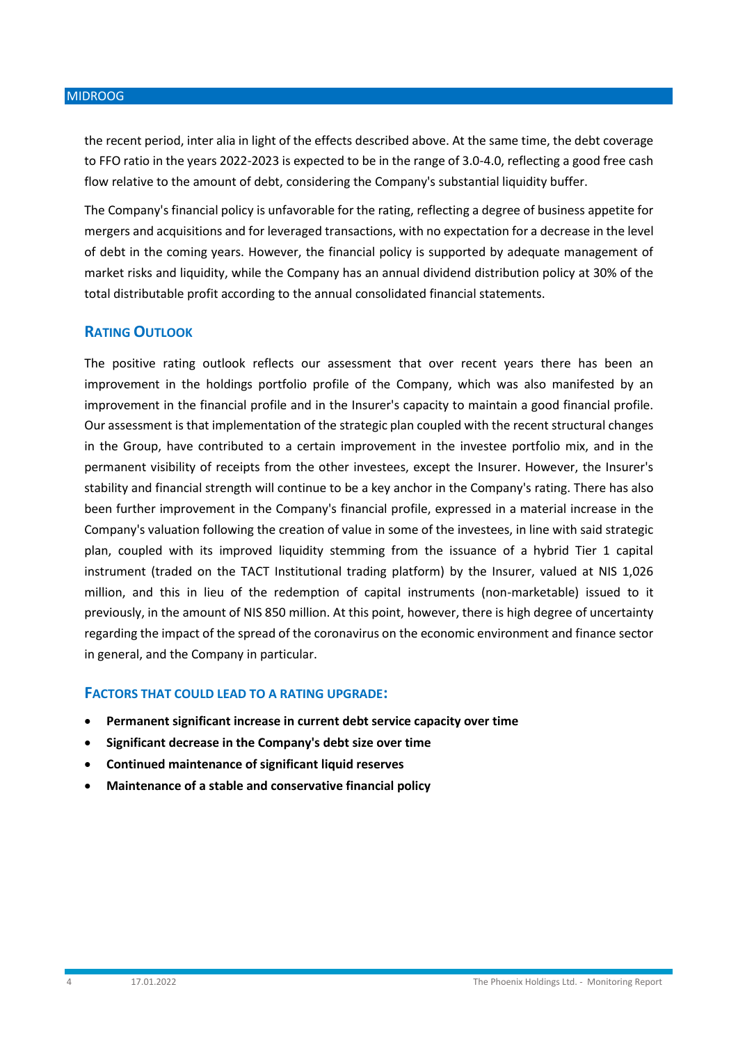the recent period, inter alia in light of the effects described above. At the same time, the debt coverage to FFO ratio in the years 2022-2023 is expected to be in the range of 3.0-4.0, reflecting a good free cash flow relative to the amount of debt, considering the Company's substantial liquidity buffer.

The Company's financial policy is unfavorable for the rating, reflecting a degree of business appetite for mergers and acquisitions and for leveraged transactions, with no expectation for a decrease in the level of debt in the coming years. However, the financial policy is supported by adequate management of market risks and liquidity, while the Company has an annual dividend distribution policy at 30% of the total distributable profit according to the annual consolidated financial statements.

## Rating Outlook

The positive rating outlook reflects our assessment that over recent years there has been an improvement in the holdings portfolio profile of the Company, which was also manifested by an improvement in the financial profile and in the Insurer's capacity to maintain a good financial profile. Our assessment is that implementation of the strategic plan coupled with the recent structural changes in the Group, have contributed to a certain improvement in the investee portfolio mix, and in the permanent visibility of receipts from the other investees, except the Insurer. However, the Insurer's stability and financial strength will continue to be a key anchor in the Company's rating. There has also been further improvement in the Company's financial profile, expressed in a material increase in the Company's valuation following the creation of value in some of the investees, in line with said strategic plan, coupled with its improved liquidity stemming from the issuance of a hybrid Tier 1 capital instrument (traded on the TACT Institutional trading platform) by the Insurer, valued at NIS 1,026 million, and this in lieu of the redemption of capital instruments (non-marketable) issued to it previously, in the amount of NIS 850 million. At this point, however, there is high degree of uncertainty regarding the impact of the spread of the coronavirus on the economic environment and finance sector in general, and the Company in particular.

### Factors that could lead to a rating upgrade:

- **Permanent significant increase in current debt service capacity over time**
- **Significant decrease in the Company's debt size over time**
- **Continued maintenance of significant liquid reserves**
- **Maintenance of a stable and conservative financial policy**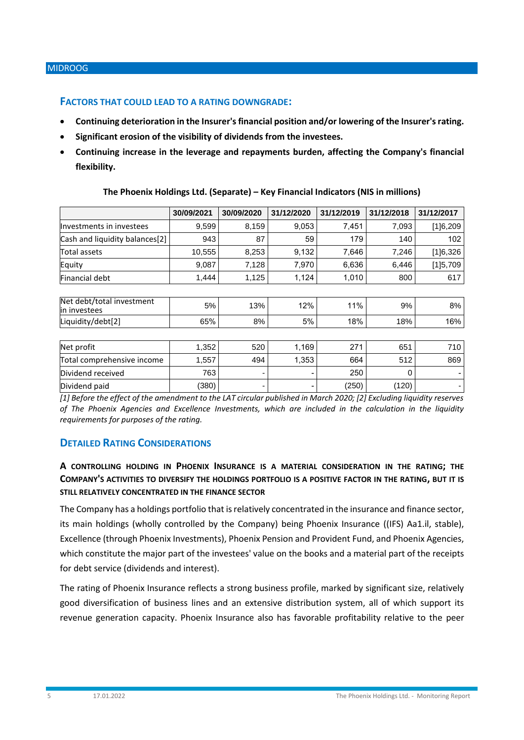## Factors that could lead to a rating downgrade:

- **Continuing deterioration in the Insurer's financial position and/or lowering of the Insurer's rating.**
- **Significant erosion of the visibility of dividends from the investees.**
- **Continuing increase in the leverage and repayments burden, affecting the Company's financial flexibility.**

**The Phoenix Holdings Ltd. (Separate) – Key Financial Indicators (NIS in millions)**

| | 30/09/2021 | 30/09/2020 | 31/12/2020 | 31/12/2019 | 31/12/2018 | 31/12/2017 |
|---|---|---|---|---|---|---|
| Investments in investees | 9,599 | 8,159 | 9,053 | 7,451 | 7,093 | [1]6,209 |
| Cash and liquidity balances[2] | 943 | 87 | 59 | 179 | 140 | 102 |
| Total assets | 10,555 | 8,253 | 9,132 | 7,646 | 7,246 | [1]6,326 |
| Equity | 9,087 | 7,128 | 7,970 | 6,636 | 6,446 | [1]5,709 |
| Financial debt | 1,444 | 1,125 | 1,124 | 1,010 | 800 | 617 |
| Net debt/total investment in investees | 5% | 13% | 12% | 11% | 9% | 8% |
| Liquidity/debt[2] | 65% | 8% | 5% | 18% | 18% | 16% |
| Net profit | 1,352 | 520 | 1,169 | 271 | 651 | 710 |
| Total comprehensive income | 1,557 | 494 | 1,353 | 664 | 512 | 869 |
| Dividend received | 763 | - | - | 250 | 0 | - |
| Dividend paid | (380) | - | - | (250) | (120) | - |

*[1] Before the effect of the amendment to the LAT circular published in March 2020; [2] Excluding liquidity reserves of The Phoenix Agencies and Excellence Investments, which are included in the calculation in the liquidity requirements for purposes of the rating.*

## Detailed Rating Considerations

### A controlling holding in Phoenix Insurance is a material consideration in the rating; the Company's activities to diversify the holdings portfolio is a positive factor in the rating, but it is still relatively concentrated in the finance sector

The Company has a holdings portfolio that is relatively concentrated in the insurance and finance sector, its main holdings (wholly controlled by the Company) being Phoenix Insurance ((IFS) Aa1.il, stable), Excellence (through Phoenix Investments), Phoenix Pension and Provident Fund, and Phoenix Agencies, which constitute the major part of the investees' value on the books and a material part of the receipts for debt service (dividends and interest).

The rating of Phoenix Insurance reflects a strong business profile, marked by significant size, relatively good diversification of business lines and an extensive distribution system, all of which support its revenue generation capacity. Phoenix Insurance also has favorable profitability relative to the peer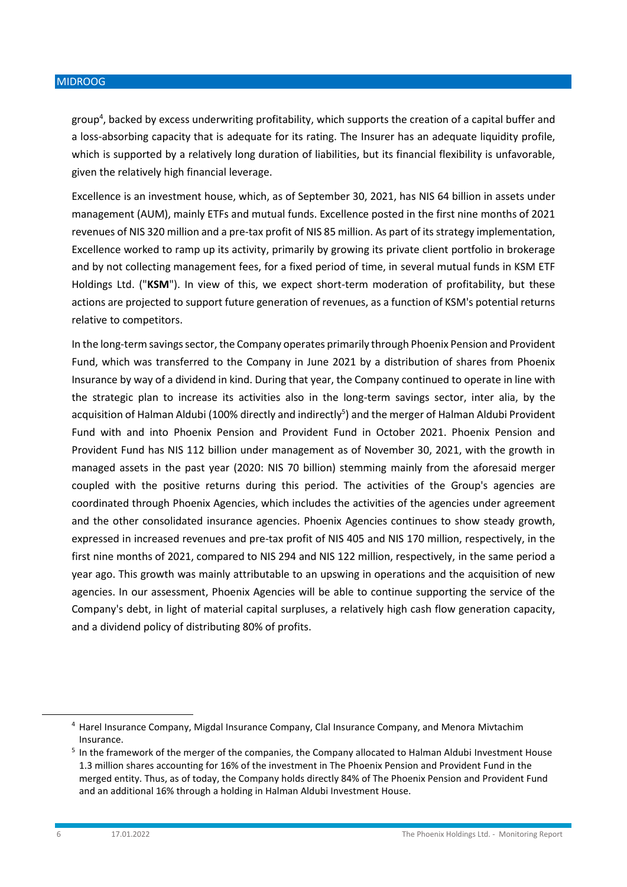group[4], backed by excess underwriting profitability, which supports the creation of a capital buffer and a loss-absorbing capacity that is adequate for its rating. The Insurer has an adequate liquidity profile, which is supported by a relatively long duration of liabilities, but its financial flexibility is unfavorable, given the relatively high financial leverage.

Excellence is an investment house, which, as of September 30, 2021, has NIS 64 billion in assets under management (AUM), mainly ETFs and mutual funds. Excellence posted in the first nine months of 2021 revenues of NIS 320 million and a pre-tax profit of NIS 85 million. As part of its strategy implementation, Excellence worked to ramp up its activity, primarily by growing its private client portfolio in brokerage and by not collecting management fees, for a fixed period of time, in several mutual funds in KSM ETF Holdings Ltd. ("**KSM**"). In view of this, we expect short-term moderation of profitability, but these actions are projected to support future generation of revenues, as a function of KSM's potential returns relative to competitors.

In the long-term savings sector, the Company operates primarily through Phoenix Pension and Provident Fund, which was transferred to the Company in June 2021 by a distribution of shares from Phoenix Insurance by way of a dividend in kind. During that year, the Company continued to operate in line with the strategic plan to increase its activities also in the long-term savings sector, inter alia, by the acquisition of Halman Aldubi (100% directly and indirectly[5]) and the merger of Halman Aldubi Provident Fund with and into Phoenix Pension and Provident Fund in October 2021. Phoenix Pension and Provident Fund has NIS 112 billion under management as of November 30, 2021, with the growth in managed assets in the past year (2020: NIS 70 billion) stemming mainly from the aforesaid merger coupled with the positive returns during this period. The activities of the Group's agencies are coordinated through Phoenix Agencies, which includes the activities of the agencies under agreement and the other consolidated insurance agencies. Phoenix Agencies continues to show steady growth, expressed in increased revenues and pre-tax profit of NIS 405 and NIS 170 million, respectively, in the first nine months of 2021, compared to NIS 294 and NIS 122 million, respectively, in the same period a year ago. This growth was mainly attributable to an upswing in operations and the acquisition of new agencies. In our assessment, Phoenix Agencies will be able to continue supporting the service of the Company's debt, in light of material capital surpluses, a relatively high cash flow generation capacity, and a dividend policy of distributing 80% of profits.

---

[4] Harel Insurance Company, Migdal Insurance Company, Clal Insurance Company, and Menora Mivtachim Insurance.

[5] In the framework of the merger of the companies, the Company allocated to Halman Aldubi Investment House 1.3 million shares accounting for 16% of the investment in The Phoenix Pension and Provident Fund in the merged entity. Thus, as of today, the Company holds directly 84% of The Phoenix Pension and Provident Fund and an additional 16% through a holding in Halman Aldubi Investment House.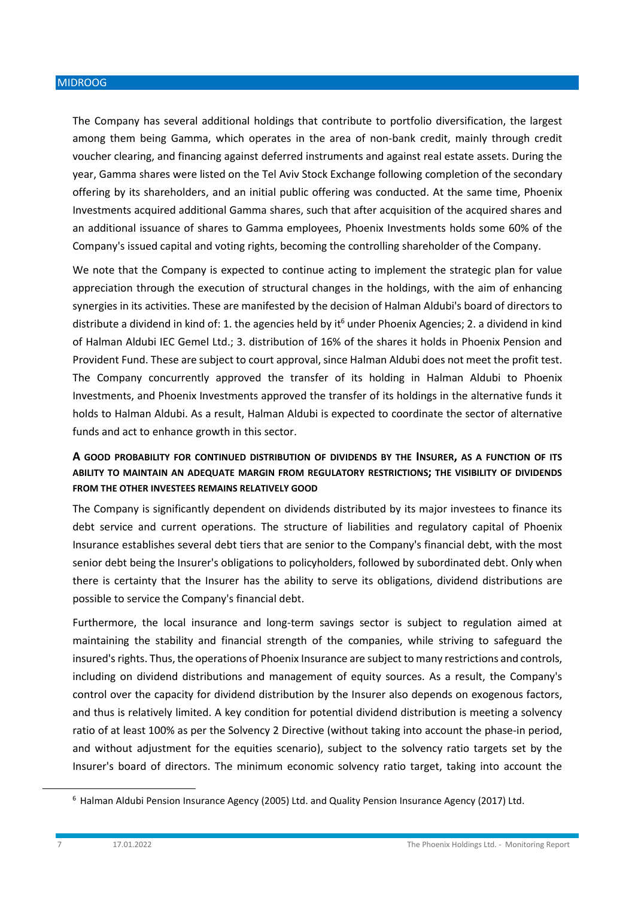The Company has several additional holdings that contribute to portfolio diversification, the largest among them being Gamma, which operates in the area of non-bank credit, mainly through credit voucher clearing, and financing against deferred instruments and against real estate assets. During the year, Gamma shares were listed on the Tel Aviv Stock Exchange following completion of the secondary offering by its shareholders, and an initial public offering was conducted. At the same time, Phoenix Investments acquired additional Gamma shares, such that after acquisition of the acquired shares and an additional issuance of shares to Gamma employees, Phoenix Investments holds some 60% of the Company's issued capital and voting rights, becoming the controlling shareholder of the Company.

We note that the Company is expected to continue acting to implement the strategic plan for value appreciation through the execution of structural changes in the holdings, with the aim of enhancing synergies in its activities. These are manifested by the decision of Halman Aldubi's board of directors to distribute a dividend in kind of: 1. the agencies held by it[6] under Phoenix Agencies; 2. a dividend in kind of Halman Aldubi IEC Gemel Ltd.; 3. distribution of 16% of the shares it holds in Phoenix Pension and Provident Fund. These are subject to court approval, since Halman Aldubi does not meet the profit test. The Company concurrently approved the transfer of its holding in Halman Aldubi to Phoenix Investments, and Phoenix Investments approved the transfer of its holdings in the alternative funds it holds to Halman Aldubi. As a result, Halman Aldubi is expected to coordinate the sector of alternative funds and act to enhance growth in this sector.

### A good probability for continued distribution of dividends by the Insurer, as a function of its ability to maintain an adequate margin from regulatory restrictions; the visibility of dividends from the other investees remains relatively good

The Company is significantly dependent on dividends distributed by its major investees to finance its debt service and current operations. The structure of liabilities and regulatory capital of Phoenix Insurance establishes several debt tiers that are senior to the Company's financial debt, with the most senior debt being the Insurer's obligations to policyholders, followed by subordinated debt. Only when there is certainty that the Insurer has the ability to serve its obligations, dividend distributions are possible to service the Company's financial debt.

Furthermore, the local insurance and long-term savings sector is subject to regulation aimed at maintaining the stability and financial strength of the companies, while striving to safeguard the insured's rights. Thus, the operations of Phoenix Insurance are subject to many restrictions and controls, including on dividend distributions and management of equity sources. As a result, the Company's control over the capacity for dividend distribution by the Insurer also depends on exogenous factors, and thus is relatively limited. A key condition for potential dividend distribution is meeting a solvency ratio of at least 100% as per the Solvency 2 Directive (without taking into account the phase-in period, and without adjustment for the equities scenario), subject to the solvency ratio targets set by the Insurer's board of directors. The minimum economic solvency ratio target, taking into account the

---

[6] Halman Aldubi Pension Insurance Agency (2005) Ltd. and Quality Pension Insurance Agency (2017) Ltd.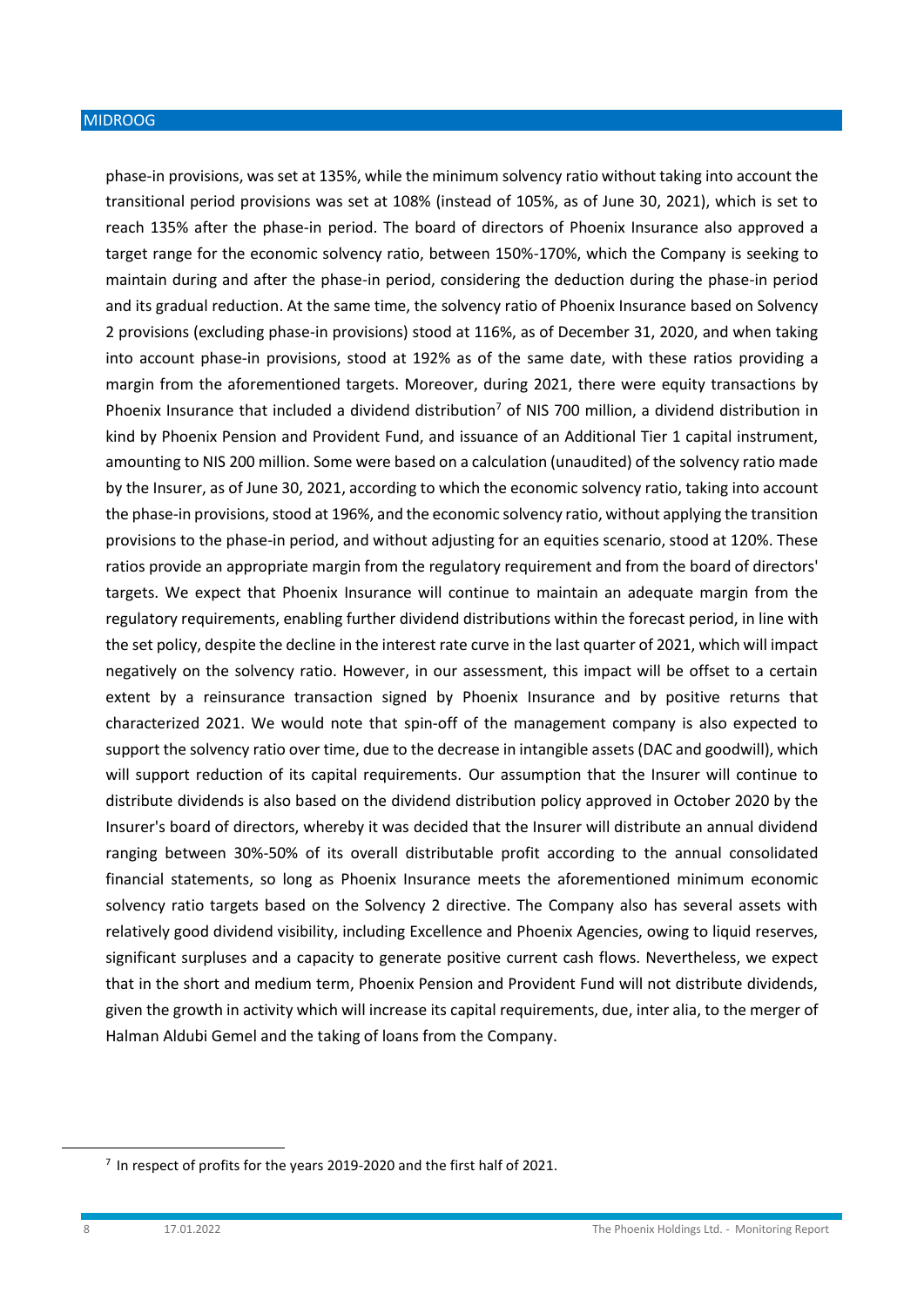phase-in provisions, was set at 135%, while the minimum solvency ratio without taking into account the transitional period provisions was set at 108% (instead of 105%, as of June 30, 2021), which is set to reach 135% after the phase-in period. The board of directors of Phoenix Insurance also approved a target range for the economic solvency ratio, between 150%-170%, which the Company is seeking to maintain during and after the phase-in period, considering the deduction during the phase-in period and its gradual reduction. At the same time, the solvency ratio of Phoenix Insurance based on Solvency 2 provisions (excluding phase-in provisions) stood at 116%, as of December 31, 2020, and when taking into account phase-in provisions, stood at 192% as of the same date, with these ratios providing a margin from the aforementioned targets. Moreover, during 2021, there were equity transactions by Phoenix Insurance that included a dividend distribution[7] of NIS 700 million, a dividend distribution in kind by Phoenix Pension and Provident Fund, and issuance of an Additional Tier 1 capital instrument, amounting to NIS 200 million. Some were based on a calculation (unaudited) of the solvency ratio made by the Insurer, as of June 30, 2021, according to which the economic solvency ratio, taking into account the phase-in provisions, stood at 196%, and the economic solvency ratio, without applying the transition provisions to the phase-in period, and without adjusting for an equities scenario, stood at 120%. These ratios provide an appropriate margin from the regulatory requirement and from the board of directors' targets. We expect that Phoenix Insurance will continue to maintain an adequate margin from the regulatory requirements, enabling further dividend distributions within the forecast period, in line with the set policy, despite the decline in the interest rate curve in the last quarter of 2021, which will impact negatively on the solvency ratio. However, in our assessment, this impact will be offset to a certain extent by a reinsurance transaction signed by Phoenix Insurance and by positive returns that characterized 2021. We would note that spin-off of the management company is also expected to support the solvency ratio over time, due to the decrease in intangible assets (DAC and goodwill), which will support reduction of its capital requirements. Our assumption that the Insurer will continue to distribute dividends is also based on the dividend distribution policy approved in October 2020 by the Insurer's board of directors, whereby it was decided that the Insurer will distribute an annual dividend ranging between 30%-50% of its overall distributable profit according to the annual consolidated financial statements, so long as Phoenix Insurance meets the aforementioned minimum economic solvency ratio targets based on the Solvency 2 directive. The Company also has several assets with relatively good dividend visibility, including Excellence and Phoenix Agencies, owing to liquid reserves, significant surpluses and a capacity to generate positive current cash flows. Nevertheless, we expect that in the short and medium term, Phoenix Pension and Provident Fund will not distribute dividends, given the growth in activity which will increase its capital requirements, due, inter alia, to the merger of Halman Aldubi Gemel and the taking of loans from the Company.

[7] In respect of profits for the years 2019-2020 and the first half of 2021.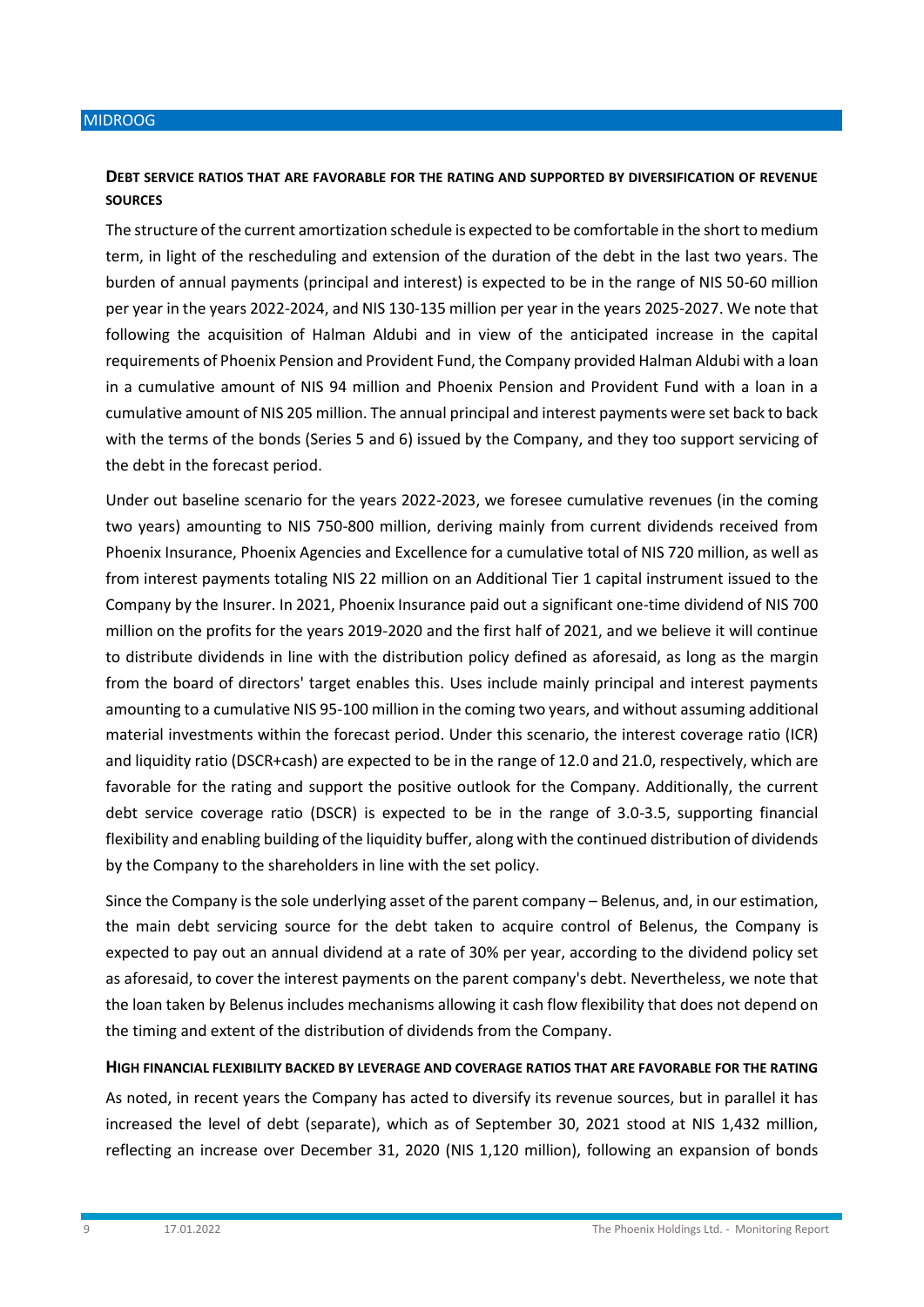**DEBT SERVICE RATIOS THAT ARE FAVORABLE FOR THE RATING AND SUPPORTED BY DIVERSIFICATION OF REVENUE SOURCES**

The structure of the current amortization schedule is expected to be comfortable in the short to medium term, in light of the rescheduling and extension of the duration of the debt in the last two years. The burden of annual payments (principal and interest) is expected to be in the range of NIS 50-60 million per year in the years 2022-2024, and NIS 130-135 million per year in the years 2025-2027. We note that following the acquisition of Halman Aldubi and in view of the anticipated increase in the capital requirements of Phoenix Pension and Provident Fund, the Company provided Halman Aldubi with a loan in a cumulative amount of NIS 94 million and Phoenix Pension and Provident Fund with a loan in a cumulative amount of NIS 205 million. The annual principal and interest payments were set back to back with the terms of the bonds (Series 5 and 6) issued by the Company, and they too support servicing of the debt in the forecast period.

Under out baseline scenario for the years 2022-2023, we foresee cumulative revenues (in the coming two years) amounting to NIS 750-800 million, deriving mainly from current dividends received from Phoenix Insurance, Phoenix Agencies and Excellence for a cumulative total of NIS 720 million, as well as from interest payments totaling NIS 22 million on an Additional Tier 1 capital instrument issued to the Company by the Insurer. In 2021, Phoenix Insurance paid out a significant one-time dividend of NIS 700 million on the profits for the years 2019-2020 and the first half of 2021, and we believe it will continue to distribute dividends in line with the distribution policy defined as aforesaid, as long as the margin from the board of directors' target enables this. Uses include mainly principal and interest payments amounting to a cumulative NIS 95-100 million in the coming two years, and without assuming additional material investments within the forecast period. Under this scenario, the interest coverage ratio (ICR) and liquidity ratio (DSCR+cash) are expected to be in the range of 12.0 and 21.0, respectively, which are favorable for the rating and support the positive outlook for the Company. Additionally, the current debt service coverage ratio (DSCR) is expected to be in the range of 3.0-3.5, supporting financial flexibility and enabling building of the liquidity buffer, along with the continued distribution of dividends by the Company to the shareholders in line with the set policy.

Since the Company is the sole underlying asset of the parent company – Belenus, and, in our estimation, the main debt servicing source for the debt taken to acquire control of Belenus, the Company is expected to pay out an annual dividend at a rate of 30% per year, according to the dividend policy set as aforesaid, to cover the interest payments on the parent company's debt. Nevertheless, we note that the loan taken by Belenus includes mechanisms allowing it cash flow flexibility that does not depend on the timing and extent of the distribution of dividends from the Company.

**HIGH FINANCIAL FLEXIBILITY BACKED BY LEVERAGE AND COVERAGE RATIOS THAT ARE FAVORABLE FOR THE RATING**

As noted, in recent years the Company has acted to diversify its revenue sources, but in parallel it has increased the level of debt (separate), which as of September 30, 2021 stood at NIS 1,432 million, reflecting an increase over December 31, 2020 (NIS 1,120 million), following an expansion of bonds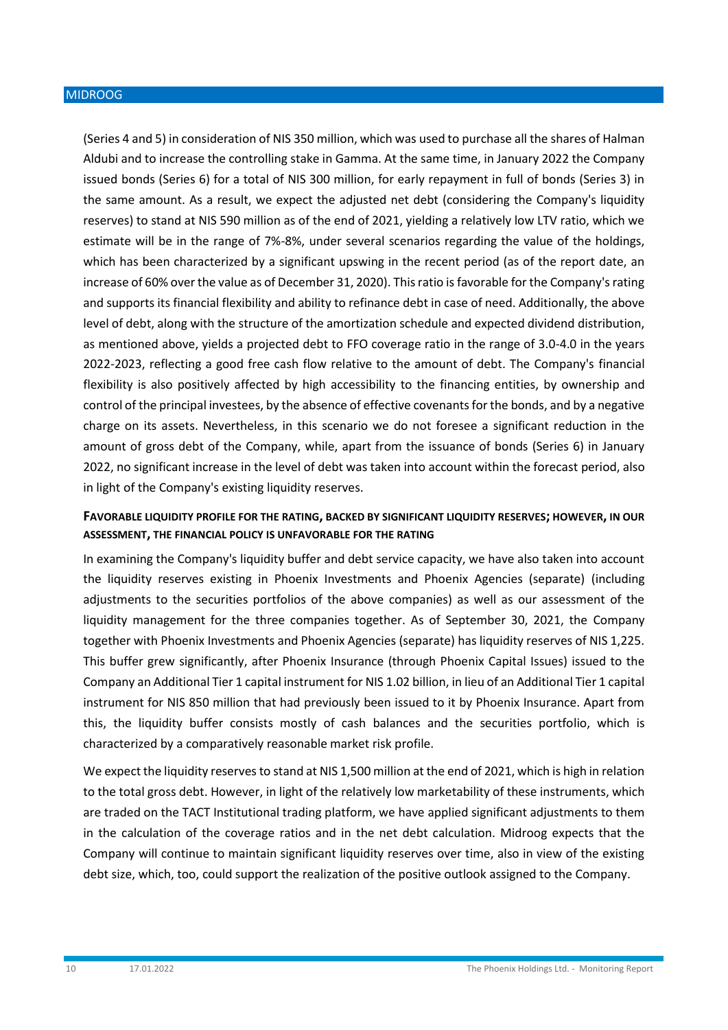(Series 4 and 5) in consideration of NIS 350 million, which was used to purchase all the shares of Halman Aldubi and to increase the controlling stake in Gamma. At the same time, in January 2022 the Company issued bonds (Series 6) for a total of NIS 300 million, for early repayment in full of bonds (Series 3) in the same amount. As a result, we expect the adjusted net debt (considering the Company's liquidity reserves) to stand at NIS 590 million as of the end of 2021, yielding a relatively low LTV ratio, which we estimate will be in the range of 7%-8%, under several scenarios regarding the value of the holdings, which has been characterized by a significant upswing in the recent period (as of the report date, an increase of 60% over the value as of December 31, 2020). This ratio is favorable for the Company's rating and supports its financial flexibility and ability to refinance debt in case of need. Additionally, the above level of debt, along with the structure of the amortization schedule and expected dividend distribution, as mentioned above, yields a projected debt to FFO coverage ratio in the range of 3.0-4.0 in the years 2022-2023, reflecting a good free cash flow relative to the amount of debt. The Company's financial flexibility is also positively affected by high accessibility to the financing entities, by ownership and control of the principal investees, by the absence of effective covenants for the bonds, and by a negative charge on its assets. Nevertheless, in this scenario we do not foresee a significant reduction in the amount of gross debt of the Company, while, apart from the issuance of bonds (Series 6) in January 2022, no significant increase in the level of debt was taken into account within the forecast period, also in light of the Company's existing liquidity reserves.

### Favorable liquidity profile for the rating, backed by significant liquidity reserves; however, in our assessment, the financial policy is unfavorable for the rating

In examining the Company's liquidity buffer and debt service capacity, we have also taken into account the liquidity reserves existing in Phoenix Investments and Phoenix Agencies (separate) (including adjustments to the securities portfolios of the above companies) as well as our assessment of the liquidity management for the three companies together. As of September 30, 2021, the Company together with Phoenix Investments and Phoenix Agencies (separate) has liquidity reserves of NIS 1,225. This buffer grew significantly, after Phoenix Insurance (through Phoenix Capital Issues) issued to the Company an Additional Tier 1 capital instrument for NIS 1.02 billion, in lieu of an Additional Tier 1 capital instrument for NIS 850 million that had previously been issued to it by Phoenix Insurance. Apart from this, the liquidity buffer consists mostly of cash balances and the securities portfolio, which is characterized by a comparatively reasonable market risk profile.

We expect the liquidity reserves to stand at NIS 1,500 million at the end of 2021, which is high in relation to the total gross debt. However, in light of the relatively low marketability of these instruments, which are traded on the TACT Institutional trading platform, we have applied significant adjustments to them in the calculation of the coverage ratios and in the net debt calculation. Midroog expects that the Company will continue to maintain significant liquidity reserves over time, also in view of the existing debt size, which, too, could support the realization of the positive outlook assigned to the Company.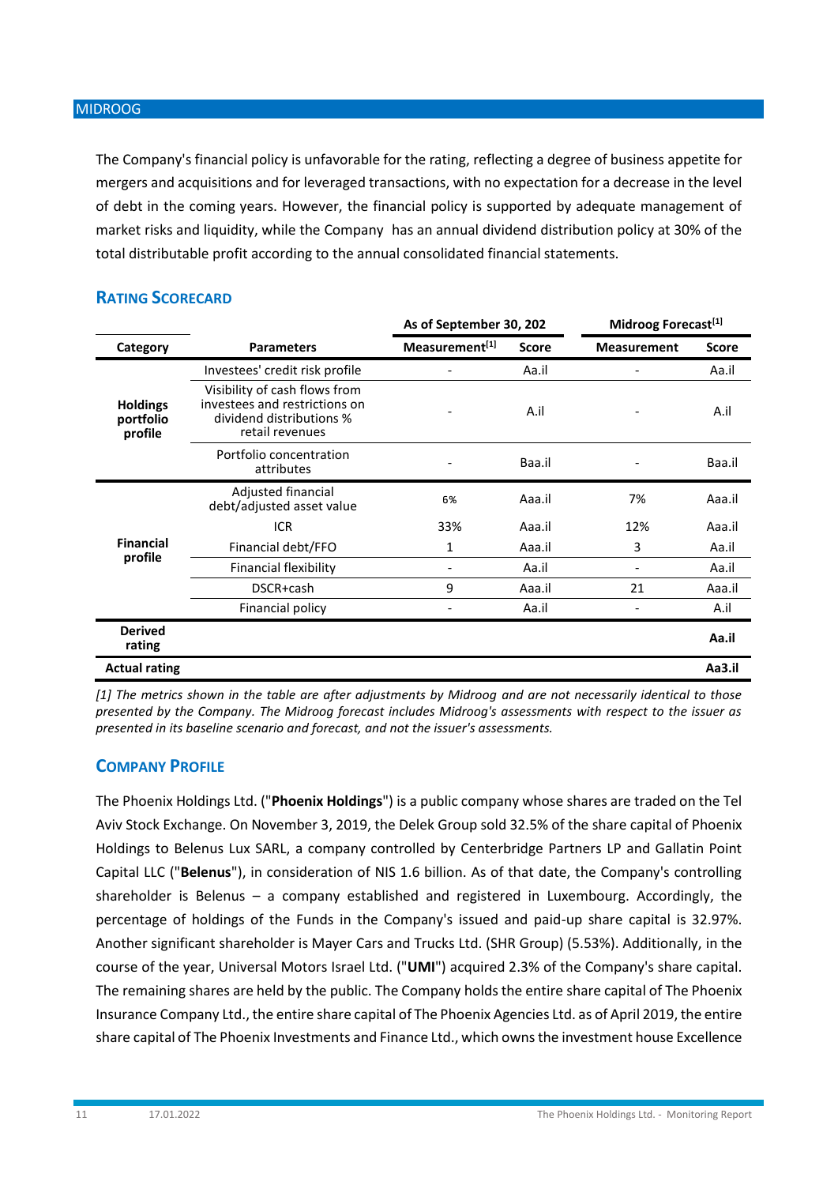The Company's financial policy is unfavorable for the rating, reflecting a degree of business appetite for mergers and acquisitions and for leveraged transactions, with no expectation for a decrease in the level of debt in the coming years. However, the financial policy is supported by adequate management of market risks and liquidity, while the Company has an annual dividend distribution policy at 30% of the total distributable profit according to the annual consolidated financial statements.

## Rating Scorecard

| | | As of September 30, 202 | | Midroog Forecast[1] | |
|---|---|---|---|---|---|
| **Category** | **Parameters** | **Measurement[1]** | **Score** | **Measurement** | **Score** |
| **Holdings portfolio profile** | Investees' credit risk profile | - | Aa.il | - | Aa.il |
| | Visibility of cash flows from investees and restrictions on dividend distributions % retail revenues | - | A.il | - | A.il |
| | Portfolio concentration attributes | - | Baa.il | - | Baa.il |
| **Financial profile** | Adjusted financial debt/adjusted asset value | 6% | Aaa.il | 7% | Aaa.il |
| | ICR | 33% | Aaa.il | 12% | Aaa.il |
| | Financial debt/FFO | 1 | Aaa.il | 3 | Aa.il |
| | Financial flexibility | - | Aa.il | - | Aa.il |
| | DSCR+cash | 9 | Aaa.il | 21 | Aaa.il |
| | Financial policy | - | Aa.il | - | A.il |
| **Derived rating** | | | | | **Aa.il** |
| **Actual rating** | | | | | **Aa3.il** |

*[1] The metrics shown in the table are after adjustments by Midroog and are not necessarily identical to those presented by the Company. The Midroog forecast includes Midroog's assessments with respect to the issuer as presented in its baseline scenario and forecast, and not the issuer's assessments.*

## Company Profile

The Phoenix Holdings Ltd. ("**Phoenix Holdings**") is a public company whose shares are traded on the Tel Aviv Stock Exchange. On November 3, 2019, the Delek Group sold 32.5% of the share capital of Phoenix Holdings to Belenus Lux SARL, a company controlled by Centerbridge Partners LP and Gallatin Point Capital LLC ("**Belenus**"), in consideration of NIS 1.6 billion. As of that date, the Company's controlling shareholder is Belenus – a company established and registered in Luxembourg. Accordingly, the percentage of holdings of the Funds in the Company's issued and paid-up share capital is 32.97%. Another significant shareholder is Mayer Cars and Trucks Ltd. (SHR Group) (5.53%). Additionally, in the course of the year, Universal Motors Israel Ltd. ("**UMI**") acquired 2.3% of the Company's share capital. The remaining shares are held by the public. The Company holds the entire share capital of The Phoenix Insurance Company Ltd., the entire share capital of The Phoenix Agencies Ltd. as of April 2019, the entire share capital of The Phoenix Investments and Finance Ltd., which owns the investment house Excellence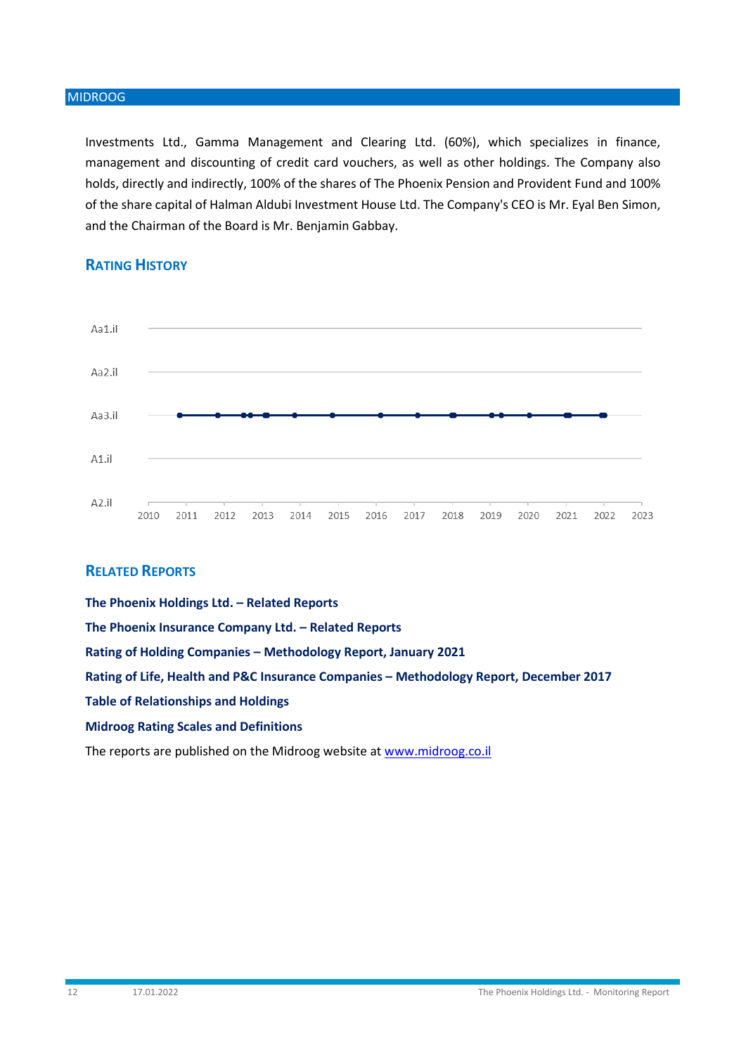Investments Ltd., Gamma Management and Clearing Ltd. (60%), which specializes in finance, management and discounting of credit card vouchers, as well as other holdings. The Company also holds, directly and indirectly, 100% of the shares of The Phoenix Pension and Provident Fund and 100% of the share capital of Halman Aldubi Investment House Ltd. The Company's CEO is Mr. Eyal Ben Simon, and the Chairman of the Board is Mr. Benjamin Gabbay.

## Rating History

## Related Reports

**The Phoenix Holdings Ltd. – Related Reports**

**The Phoenix Insurance Company Ltd. – Related Reports**

**Rating of Holding Companies – Methodology Report, January 2021**

**Rating of Life, Health and P&C Insurance Companies – Methodology Report, December 2017**

**Table of Relationships and Holdings**

**Midroog Rating Scales and Definitions**

The reports are published on the Midroog website at www.midroog.co.il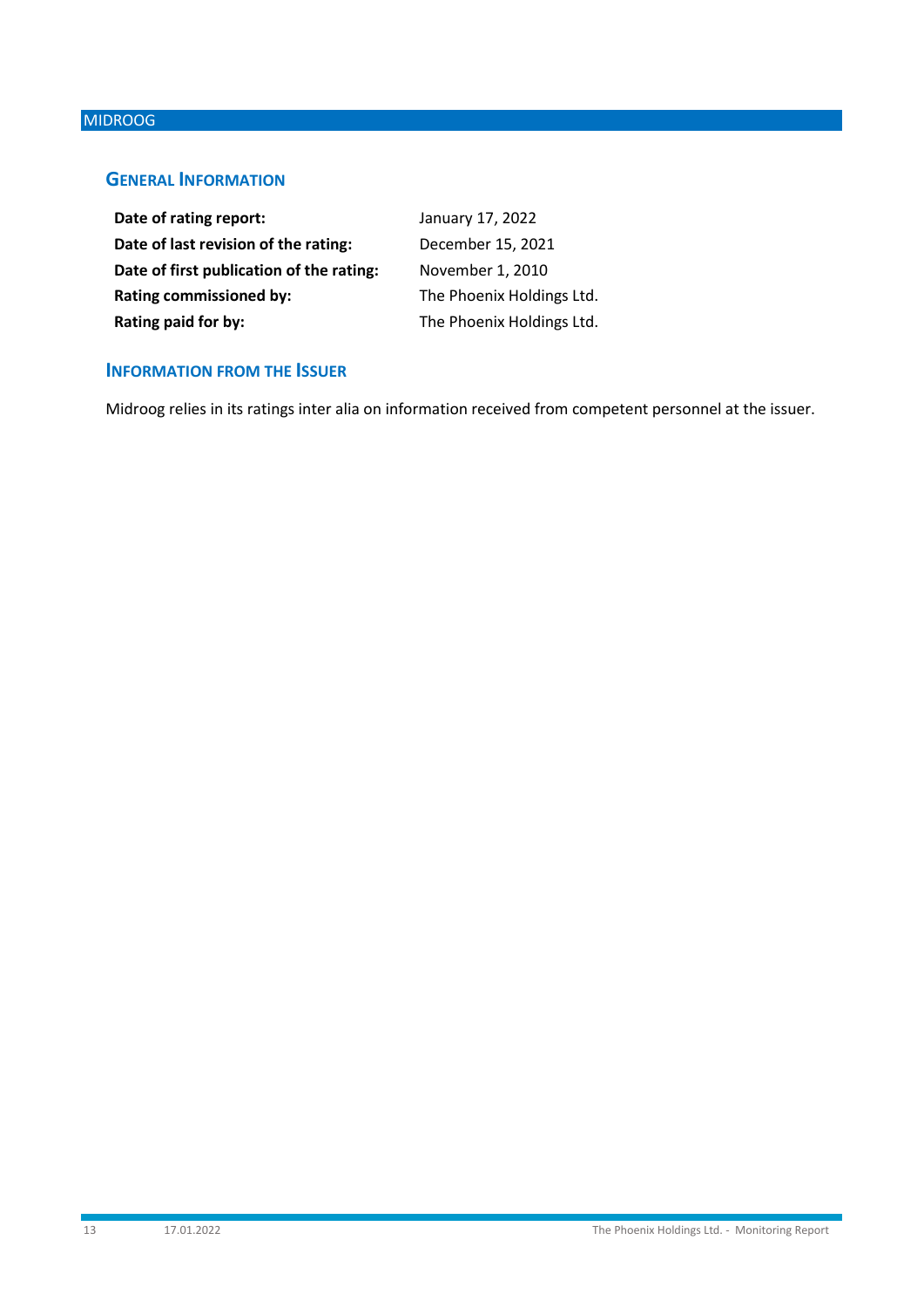## General Information

| | |
|---|---|
| **Date of rating report:** | January 17, 2022 |
| **Date of last revision of the rating:** | December 15, 2021 |
| **Date of first publication of the rating:** | November 1, 2010 |
| **Rating commissioned by:** | The Phoenix Holdings Ltd. |
| **Rating paid for by:** | The Phoenix Holdings Ltd. |

## Information from the Issuer

Midroog relies in its ratings inter alia on information received from competent personnel at the issuer.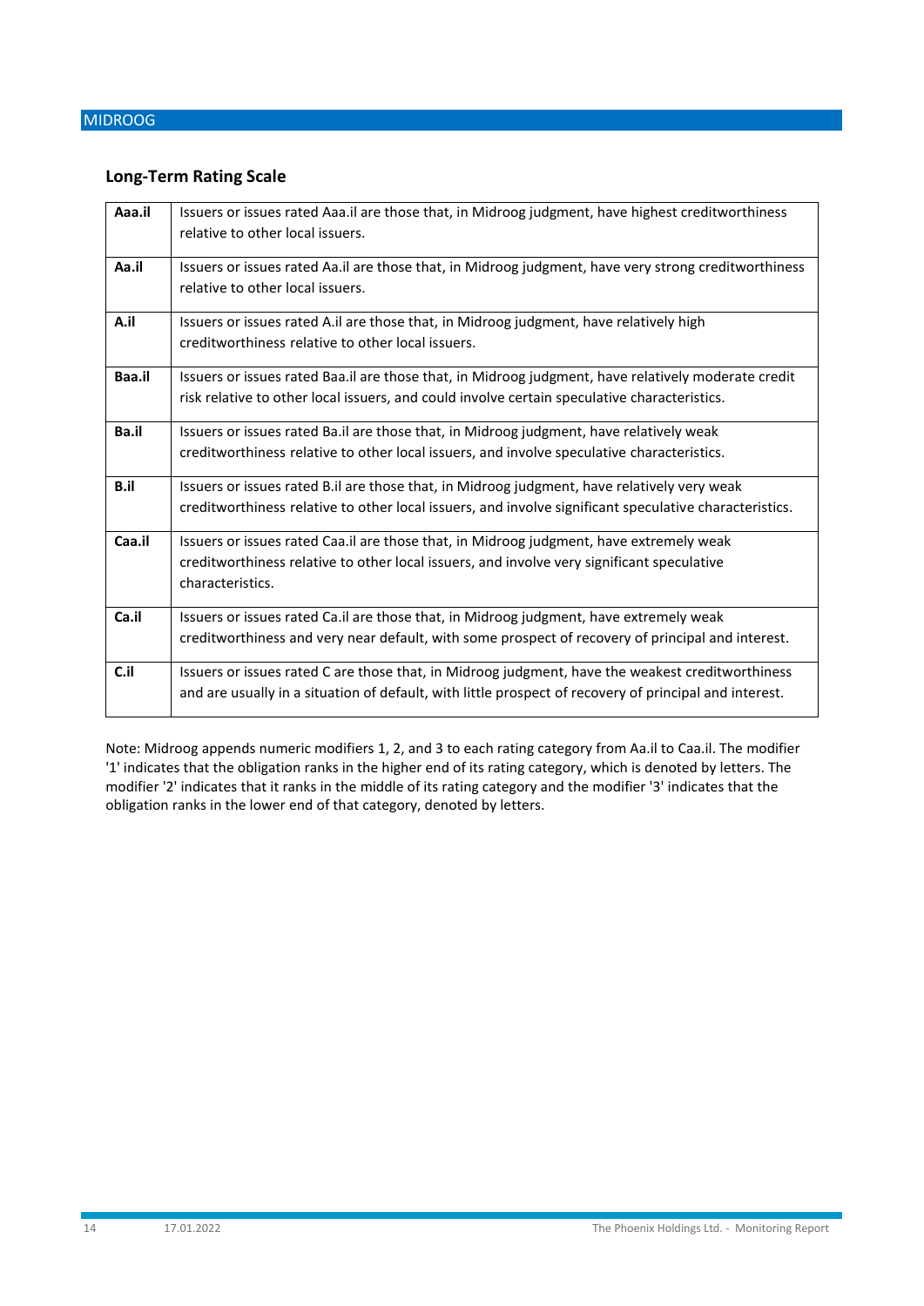## Long-Term Rating Scale

| | |
|---|---|
| **Aaa.il** | Issuers or issues rated Aaa.il are those that, in Midroog judgment, have highest creditworthiness relative to other local issuers. |
| **Aa.il** | Issuers or issues rated Aa.il are those that, in Midroog judgment, have very strong creditworthiness relative to other local issuers. |
| **A.il** | Issuers or issues rated A.il are those that, in Midroog judgment, have relatively high creditworthiness relative to other local issuers. |
| **Baa.il** | Issuers or issues rated Baa.il are those that, in Midroog judgment, have relatively moderate credit risk relative to other local issuers, and could involve certain speculative characteristics. |
| **Ba.il** | Issuers or issues rated Ba.il are those that, in Midroog judgment, have relatively weak creditworthiness relative to other local issuers, and involve speculative characteristics. |
| **B.il** | Issuers or issues rated B.il are those that, in Midroog judgment, have relatively very weak creditworthiness relative to other local issuers, and involve significant speculative characteristics. |
| **Caa.il** | Issuers or issues rated Caa.il are those that, in Midroog judgment, have extremely weak creditworthiness relative to other local issuers, and involve very significant speculative characteristics. |
| **Ca.il** | Issuers or issues rated Ca.il are those that, in Midroog judgment, have extremely weak creditworthiness and very near default, with some prospect of recovery of principal and interest. |
| **C.il** | Issuers or issues rated C are those that, in Midroog judgment, have the weakest creditworthiness and are usually in a situation of default, with little prospect of recovery of principal and interest. |

Note: Midroog appends numeric modifiers 1, 2, and 3 to each rating category from Aa.il to Caa.il. The modifier '1' indicates that the obligation ranks in the higher end of its rating category, which is denoted by letters. The modifier '2' indicates that it ranks in the middle of its rating category and the modifier '3' indicates that the obligation ranks in the lower end of that category, denoted by letters.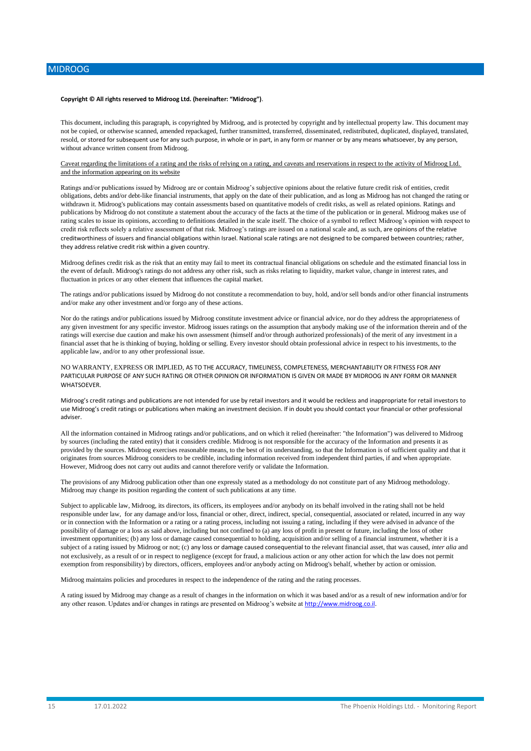**Copyright © All rights reserved to Midroog Ltd. (hereinafter: "Midroog")**.

This document, including this paragraph, is copyrighted by Midroog, and is protected by copyright and by intellectual property law. This document may not be copied, or otherwise scanned, amended repackaged, further transmitted, transferred, disseminated, redistributed, duplicated, displayed, translated, resold, or stored for subsequent use for any such purpose, in whole or in part, in any form or manner or by any means whatsoever, by any person, without advance written consent from Midroog.

Caveat regarding the limitations of a rating and the risks of relying on a rating, and caveats and reservations in respect to the activity of Midroog Ltd. and the information appearing on its website

Ratings and/or publications issued by Midroog are or contain Midroog's subjective opinions about the relative future credit risk of entities, credit obligations, debts and/or debt-like financial instruments, that apply on the date of their publication, and as long as Midroog has not changed the rating or withdrawn it. Midroog's publications may contain assessments based on quantitative models of credit risks, as well as related opinions. Ratings and publications by Midroog do not constitute a statement about the accuracy of the facts at the time of the publication or in general. Midroog makes use of rating scales to issue its opinions, according to definitions detailed in the scale itself. The choice of a symbol to reflect Midroog's opinion with respect to credit risk reflects solely a relative assessment of that risk. Midroog's ratings are issued on a national scale and, as such, are opinions of the relative creditworthiness of issuers and financial obligations within Israel. National scale ratings are not designed to be compared between countries; rather, they address relative credit risk within a given country.

Midroog defines credit risk as the risk that an entity may fail to meet its contractual financial obligations on schedule and the estimated financial loss in the event of default. Midroog's ratings do not address any other risk, such as risks relating to liquidity, market value, change in interest rates, and fluctuation in prices or any other element that influences the capital market.

The ratings and/or publications issued by Midroog do not constitute a recommendation to buy, hold, and/or sell bonds and/or other financial instruments and/or make any other investment and/or forgo any of these actions.

Nor do the ratings and/or publications issued by Midroog constitute investment advice or financial advice, nor do they address the appropriateness of any given investment for any specific investor. Midroog issues ratings on the assumption that anybody making use of the information therein and of the ratings will exercise due caution and make his own assessment (himself and/or through authorized professionals) of the merit of any investment in a financial asset that he is thinking of buying, holding or selling. Every investor should obtain professional advice in respect to his investments, to the applicable law, and/or to any other professional issue.

NO WARRANTY, EXPRESS OR IMPLIED, AS TO THE ACCURACY, TIMELINESS, COMPLETENESS, MERCHANTABILITY OR FITNESS FOR ANY PARTICULAR PURPOSE OF ANY SUCH RATING OR OTHER OPINION OR INFORMATION IS GIVEN OR MADE BY MIDROOG IN ANY FORM OR MANNER WHATSOEVER.

Midroog's credit ratings and publications are not intended for use by retail investors and it would be reckless and inappropriate for retail investors to use Midroog's credit ratings or publications when making an investment decision. If in doubt you should contact your financial or other professional adviser.

All the information contained in Midroog ratings and/or publications, and on which it relied (hereinafter: "the Information") was delivered to Midroog by sources (including the rated entity) that it considers credible. Midroog is not responsible for the accuracy of the Information and presents it as provided by the sources. Midroog exercises reasonable means, to the best of its understanding, so that the Information is of sufficient quality and that it originates from sources Midroog considers to be credible, including information received from independent third parties, if and when appropriate. However, Midroog does not carry out audits and cannot therefore verify or validate the Information.

The provisions of any Midroog publication other than one expressly stated as a methodology do not constitute part of any Midroog methodology. Midroog may change its position regarding the content of such publications at any time.

Subject to applicable law, Midroog, its directors, its officers, its employees and/or anybody on its behalf involved in the rating shall not be held responsible under law, for any damage and/or loss, financial or other, direct, indirect, special, consequential, associated or related, incurred in any way or in connection with the Information or a rating or a rating process, including not issuing a rating, including if they were advised in advance of the possibility of damage or a loss as said above, including but not confined to (a) any loss of profit in present or future, including the loss of other investment opportunities; (b) any loss or damage caused consequential to holding, acquisition and/or selling of a financial instrument, whether it is a subject of a rating issued by Midroog or not; (c) any loss or damage caused consequential to the relevant financial asset, that was caused, *inter alia* and not exclusively, as a result of or in respect to negligence (except for fraud, a malicious action or any other action for which the law does not permit exemption from responsibility) by directors, officers, employees and/or anybody acting on Midroog's behalf, whether by action or omission.

Midroog maintains policies and procedures in respect to the independence of the rating and the rating processes.

A rating issued by Midroog may change as a result of changes in the information on which it was based and/or as a result of new information and/or for any other reason. Updates and/or changes in ratings are presented on Midroog's website at http://www.midroog.co.il.